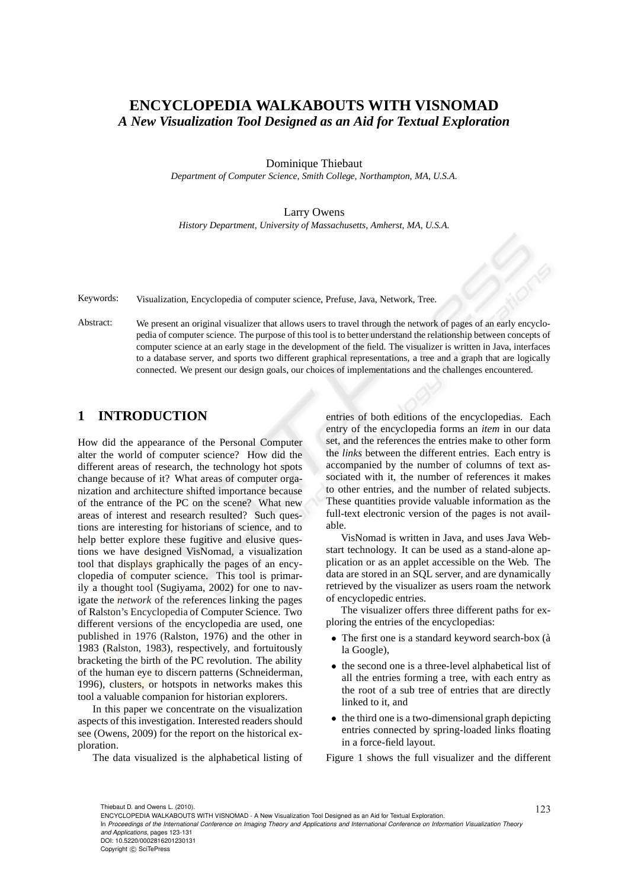# ENCYCLOPEDIA WALKABOUTS WITH VISNOMAD

## *A New Visualization Tool Designed as an Aid for Textual Exploration*

Dominique Thiebaut

*Department of Computer Science, Smith College, Northampton, MA, U.S.A.*

Larry Owens

*History Department, University of Massachusetts, Amherst, MA, U.S.A.*

Keywords: Visualization, Encyclopedia of computer science, Prefuse, Java, Network, Tree.

Abstract: We present an original visualizer that allows users to travel through the network of pages of an early encyclopedia of computer science. The purpose of this tool is to better understand the relationship between concepts of computer science at an early stage in the development of the field. The visualizer is written in Java, interfaces to a database server, and sports two different graphical representations, a tree and a graph that are logically connected. We present our design goals, our choices of implementations and the challenges encountered.

## 1 INTRODUCTION

How did the appearance of the Personal Computer alter the world of computer science? How did the different areas of research, the technology hot spots change because of it? What areas of computer organization and architecture shifted importance because of the entrance of the PC on the scene? What new areas of interest and research resulted? Such questions are interesting for historians of science, and to help better explore these fugitive and elusive questions we have designed VisNomad, a visualization tool that displays graphically the pages of an encyclopedia of computer science. This tool is primarily a thought tool (Sugiyama, 2002) for one to navigate the *network* of the references linking the pages of Ralston's Encyclopedia of Computer Science. Two different versions of the encyclopedia are used, one published in 1976 (Ralston, 1976) and the other in 1983 (Ralston, 1983), respectively, and fortuitously bracketing the birth of the PC revolution. The ability of the human eye to discern patterns (Schneiderman, 1996), clusters, or hotspots in networks makes this tool a valuable companion for historian explorers.

In this paper we concentrate on the visualization aspects of this investigation. Interested readers should see (Owens, 2009) for the report on the historical exploration.

The data visualized is the alphabetical listing of entries of both editions of the encyclopedias. Each entry of the encyclopedia forms an *item* in our data set, and the references the entries make to other form the *links* between the different entries. Each entry is accompanied by the number of columns of text associated with it, the number of references it makes to other entries, and the number of related subjects. These quantities provide valuable information as the full-text electronic version of the pages is not available.

VisNomad is written in Java, and uses Java Webstart technology. It can be used as a stand-alone application or as an applet accessible on the Web. The data are stored in an SQL server, and are dynamically retrieved by the visualizer as users roam the network of encyclopedic entries.

The visualizer offers three different paths for exploring the entries of the encyclopedias:

- The first one is a standard keyword search-box (à la Google),
- the second one is a three-level alphabetical list of all the entries forming a tree, with each entry as the root of a sub tree of entries that are directly linked to it, and
- the third one is a two-dimensional graph depicting entries connected by spring-loaded links floating in a force-field layout.

Figure 1 shows the full visualizer and the different

Thiebaut D. and Owens L. (2010).
ENCYCLOPEDIA WALKABOUTS WITH VISNOMAD - A New Visualization Tool Designed as an Aid for Textual Exploration.
In *Proceedings of the International Conference on Imaging Theory and Applications and International Conference on Information Visualization Theory and Applications*, pages 123-131
DOI: 10.5220/0002816201230131
Copyright © SciTePress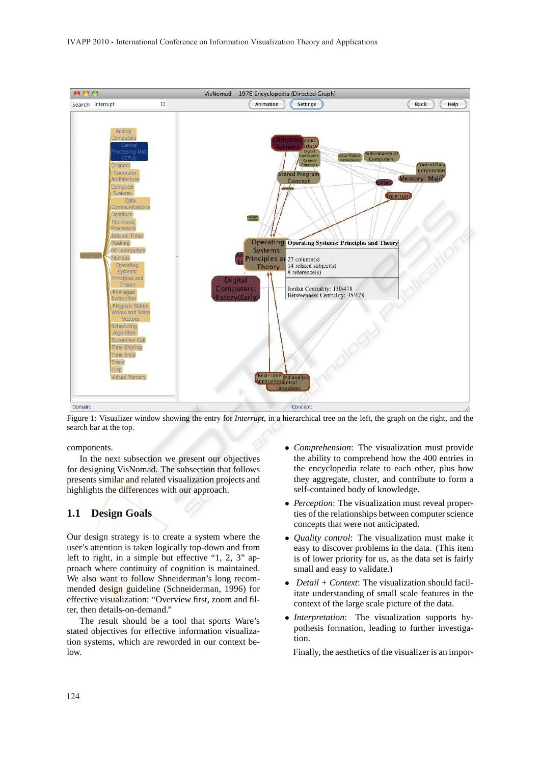Figure 1: Visualizer window showing the entry for *Interrupt*, in a hierarchical tree on the left, the graph on the right, and the search bar at the top.

components.

In the next subsection we present our objectives for designing VisNomad. The subsection that follows presents similar and related visualization projects and highlights the differences with our approach.

## 1.1 Design Goals

Our design strategy is to create a system where the user's attention is taken logically top-down and from left to right, in a simple but effective "1, 2, 3" approach where continuity of cognition is maintained. We also want to follow Shneiderman's long recommended design guideline (Schneiderman, 1996) for effective visualization: "Overview first, zoom and filter, then details-on-demand."

The result should be a tool that sports Ware's stated objectives for effective information visualization systems, which are reworded in our context below.

- *Comprehension*: The visualization must provide the ability to comprehend how the 400 entries in the encyclopedia relate to each other, plus how they aggregate, cluster, and contribute to form a self-contained body of knowledge.
- *Perception*: The visualization must reveal properties of the relationships between computer science concepts that were not anticipated.
- *Quality control*: The visualization must make it easy to discover problems in the data. (This item is of lower priority for us, as the data set is fairly small and easy to validate.)
- *Detail + Context*: The visualization should facilitate understanding of small scale features in the context of the large scale picture of the data.
- *Interpretation*: The visualization supports hypothesis formation, leading to further investigation.

Finally, the aesthetics of the visualizer is an impor-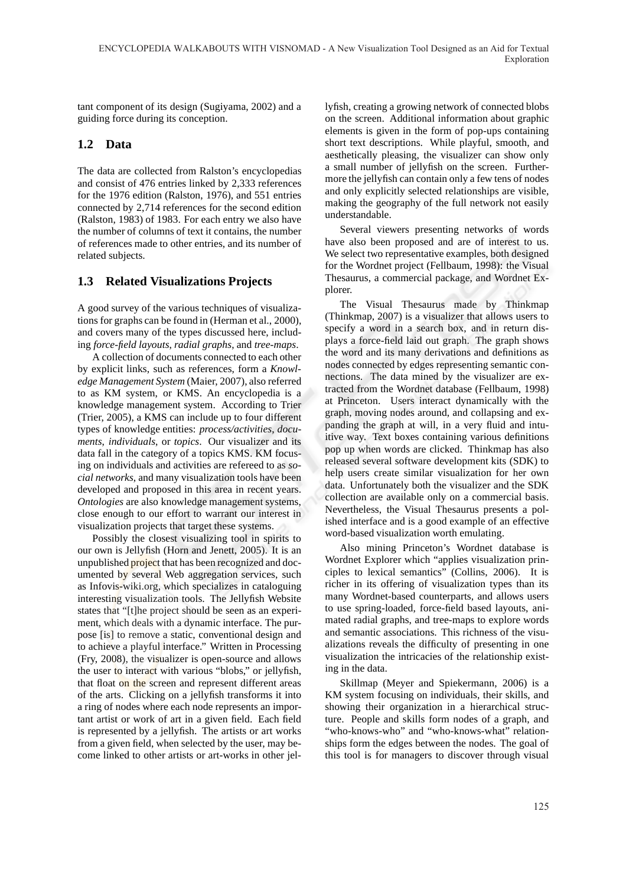tant component of its design (Sugiyama, 2002) and a guiding force during its conception.

## 1.2 Data

The data are collected from Ralston's encyclopedias and consist of 476 entries linked by 2,333 references for the 1976 edition (Ralston, 1976), and 551 entries connected by 2,714 references for the second edition (Ralston, 1983) of 1983. For each entry we also have the number of columns of text it contains, the number of references made to other entries, and its number of related subjects.

## 1.3 Related Visualizations Projects

A good survey of the various techniques of visualizations for graphs can be found in (Herman et al., 2000), and covers many of the types discussed here, including *force-field layouts*, *radial graphs*, and *tree-maps*.

A collection of documents connected to each other by explicit links, such as references, form a *Knowledge Management System* (Maier, 2007), also referred to as KM system, or KMS. An encyclopedia is a knowledge management system. According to Trier (Trier, 2005), a KMS can include up to four different types of knowledge entities: *process/activities*, *documents*, *individuals*, or *topics*. Our visualizer and its data fall in the category of a topics KMS. KM focusing on individuals and activities are refereed to as *social networks*, and many visualization tools have been developed and proposed in this area in recent years. *Ontologies* are also knowledge management systems, close enough to our effort to warrant our interest in visualization projects that target these systems.

Possibly the closest visualizing tool in spirits to our own is Jellyfish (Horn and Jenett, 2005). It is an unpublished project that has been recognized and documented by several Web aggregation services, such as Infovis-wiki.org, which specializes in cataloguing interesting visualization tools. The Jellyfish Website states that "[t]he project should be seen as an experiment, which deals with a dynamic interface. The purpose [is] to remove a static, conventional design and to achieve a playful interface." Written in Processing (Fry, 2008), the visualizer is open-source and allows the user to interact with various "blobs," or jellyfish, that float on the screen and represent different areas of the arts. Clicking on a jellyfish transforms it into a ring of nodes where each node represents an important artist or work of art in a given field. Each field is represented by a jellyfish. The artists or art works from a given field, when selected by the user, may become linked to other artists or art-works in other jellyfish, creating a growing network of connected blobs on the screen. Additional information about graphic elements is given in the form of pop-ups containing short text descriptions. While playful, smooth, and aesthetically pleasing, the visualizer can show only a small number of jellyfish on the screen. Furthermore the jellyfish can contain only a few tens of nodes and only explicitly selected relationships are visible, making the geography of the full network not easily understandable.

Several viewers presenting networks of words have also been proposed and are of interest to us. We select two representative examples, both designed for the Wordnet project (Fellbaum, 1998): the Visual Thesaurus, a commercial package, and Wordnet Explorer.

The Visual Thesaurus made by Thinkmap (Thinkmap, 2007) is a visualizer that allows users to specify a word in a search box, and in return displays a force-field laid out graph. The graph shows the word and its many derivations and definitions as nodes connected by edges representing semantic connections. The data mined by the visualizer are extracted from the Wordnet database (Fellbaum, 1998) at Princeton. Users interact dynamically with the graph, moving nodes around, and collapsing and expanding the graph at will, in a very fluid and intuitive way. Text boxes containing various definitions pop up when words are clicked. Thinkmap has also released several software development kits (SDK) to help users create similar visualization for her own data. Unfortunately both the visualizer and the SDK collection are available only on a commercial basis. Nevertheless, the Visual Thesaurus presents a polished interface and is a good example of an effective word-based visualization worth emulating.

Also mining Princeton's Wordnet database is Wordnet Explorer which "applies visualization principles to lexical semantics" (Collins, 2006). It is richer in its offering of visualization types than its many Wordnet-based counterparts, and allows users to use spring-loaded, force-field based layouts, animated radial graphs, and tree-maps to explore words and semantic associations. This richness of the visualizations reveals the difficulty of presenting in one visualization the intricacies of the relationship existing in the data.

Skillmap (Meyer and Spiekermann, 2006) is a KM system focusing on individuals, their skills, and showing their organization in a hierarchical structure. People and skills form nodes of a graph, and "who-knows-who" and "who-knows-what" relationships form the edges between the nodes. The goal of this tool is for managers to discover through visual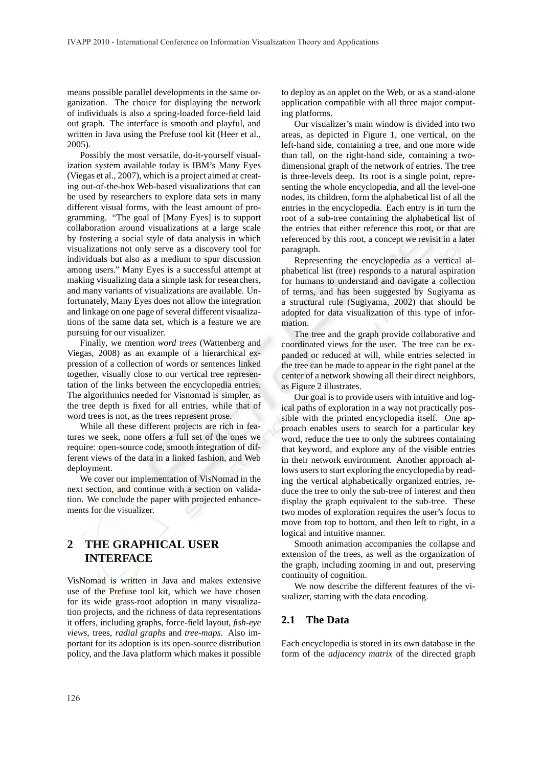means possible parallel developments in the same organization. The choice for displaying the network of individuals is also a spring-loaded force-field laid out graph. The interface is smooth and playful, and written in Java using the Prefuse tool kit (Heer et al., 2005).

Possibly the most versatile, do-it-yourself visualization system available today is IBM's Many Eyes (Viegas et al., 2007), which is a project aimed at creating out-of-the-box Web-based visualizations that can be used by researchers to explore data sets in many different visual forms, with the least amount of programming. "The goal of [Many Eyes] is to support collaboration around visualizations at a large scale by fostering a social style of data analysis in which visualizations not only serve as a discovery tool for individuals but also as a medium to spur discussion among users." Many Eyes is a successful attempt at making visualizing data a simple task for researchers, and many variants of visualizations are available. Unfortunately, Many Eyes does not allow the integration and linkage on one page of several different visualizations of the same data set, which is a feature we are pursuing for our visualizer.

Finally, we mention *word trees* (Wattenberg and Viegas, 2008) as an example of a hierarchical expression of a collection of words or sentences linked together, visually close to our vertical tree representation of the links between the encyclopedia entries. The algorithmics needed for Visnomad is simpler, as the tree depth is fixed for all entries, while that of word trees is not, as the trees represent prose.

While all these different projects are rich in features we seek, none offers a full set of the ones we require: open-source code, smooth integration of different views of the data in a linked fashion, and Web deployment.

We cover our implementation of VisNomad in the next section, and continue with a section on validation. We conclude the paper with projected enhancements for the visualizer.

## 2 THE GRAPHICAL USER INTERFACE

VisNomad is written in Java and makes extensive use of the Prefuse tool kit, which we have chosen for its wide grass-root adoption in many visualization projects, and the richness of data representations it offers, including graphs, force-field layout, *fish-eye views*, trees, *radial graphs* and *tree-maps*. Also important for its adoption is its open-source distribution policy, and the Java platform which makes it possible to deploy as an applet on the Web, or as a stand-alone application compatible with all three major computing platforms.

Our visualizer's main window is divided into two areas, as depicted in Figure 1, one vertical, on the left-hand side, containing a tree, and one more wide than tall, on the right-hand side, containing a two-dimensional graph of the network of entries. The tree is three-levels deep. Its root is a single point, representing the whole encyclopedia, and all the level-one nodes, its children, form the alphabetical list of all the entries in the encyclopedia. Each entry is in turn the root of a sub-tree containing the alphabetical list of the entries that either reference this root, or that are referenced by this root, a concept we revisit in a later paragraph.

Representing the encyclopedia as a vertical alphabetical list (tree) responds to a natural aspiration for humans to understand and navigate a collection of terms, and has been suggested by Sugiyama as a structural rule (Sugiyama, 2002) that should be adopted for data visualization of this type of information.

The tree and the graph provide collaborative and coordinated views for the user. The tree can be expanded or reduced at will, while entries selected in the tree can be made to appear in the right panel at the center of a network showing all their direct neighbors, as Figure 2 illustrates.

Our goal is to provide users with intuitive and logical paths of exploration in a way not practically possible with the printed encyclopedia itself. One approach enables users to search for a particular key word, reduce the tree to only the subtrees containing that keyword, and explore any of the visible entries in their network environment. Another approach allows users to start exploring the encyclopedia by reading the vertical alphabetically organized entries, reduce the tree to only the sub-tree of interest and then display the graph equivalent to the sub-tree. These two modes of exploration requires the user's focus to move from top to bottom, and then left to right, in a logical and intuitive manner.

Smooth animation accompanies the collapse and extension of the trees, as well as the organization of the graph, including zooming in and out, preserving continuity of cognition.

We now describe the different features of the visualizer, starting with the data encoding.

### 2.1 The Data

Each encyclopedia is stored in its own database in the form of the *adjacency matrix* of the directed graph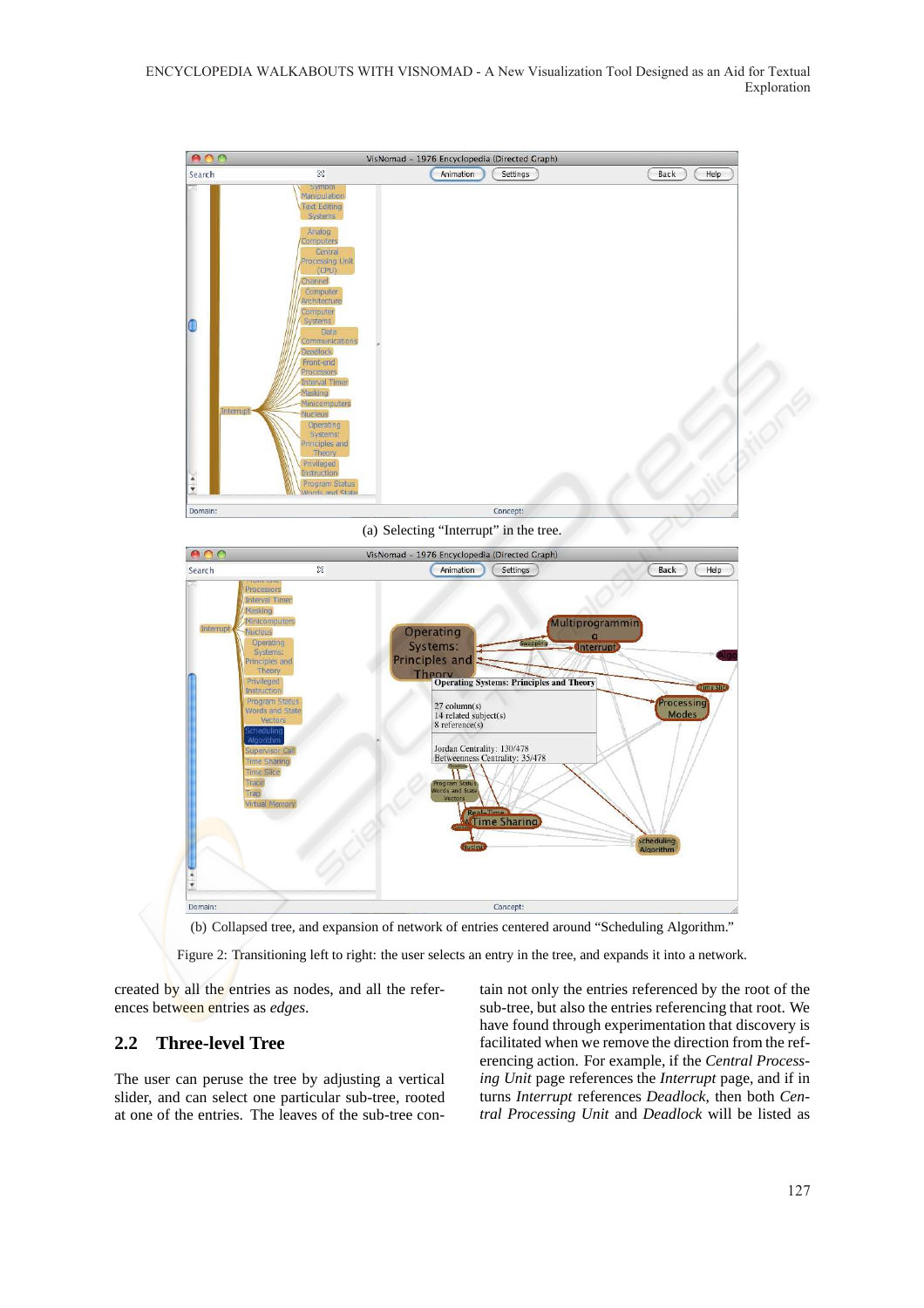(a) Selecting “Interrupt” in the tree.

(b) Collapsed tree, and expansion of network of entries centered around “Scheduling Algorithm.”

Figure 2: Transitioning left to right: the user selects an entry in the tree, and expands it into a network.

created by all the entries as nodes, and all the references between entries as *edges*.

## 2.2 Three-level Tree

The user can peruse the tree by adjusting a vertical slider, and can select one particular sub-tree, rooted at one of the entries. The leaves of the sub-tree contain not only the entries referenced by the root of the sub-tree, but also the entries referencing that root. We have found through experimentation that discovery is facilitated when we remove the direction from the referencing action. For example, if the *Central Processing Unit* page references the *Interrupt* page, and if in turns *Interrupt* references *Deadlock*, then both *Central Processing Unit* and *Deadlock* will be listed as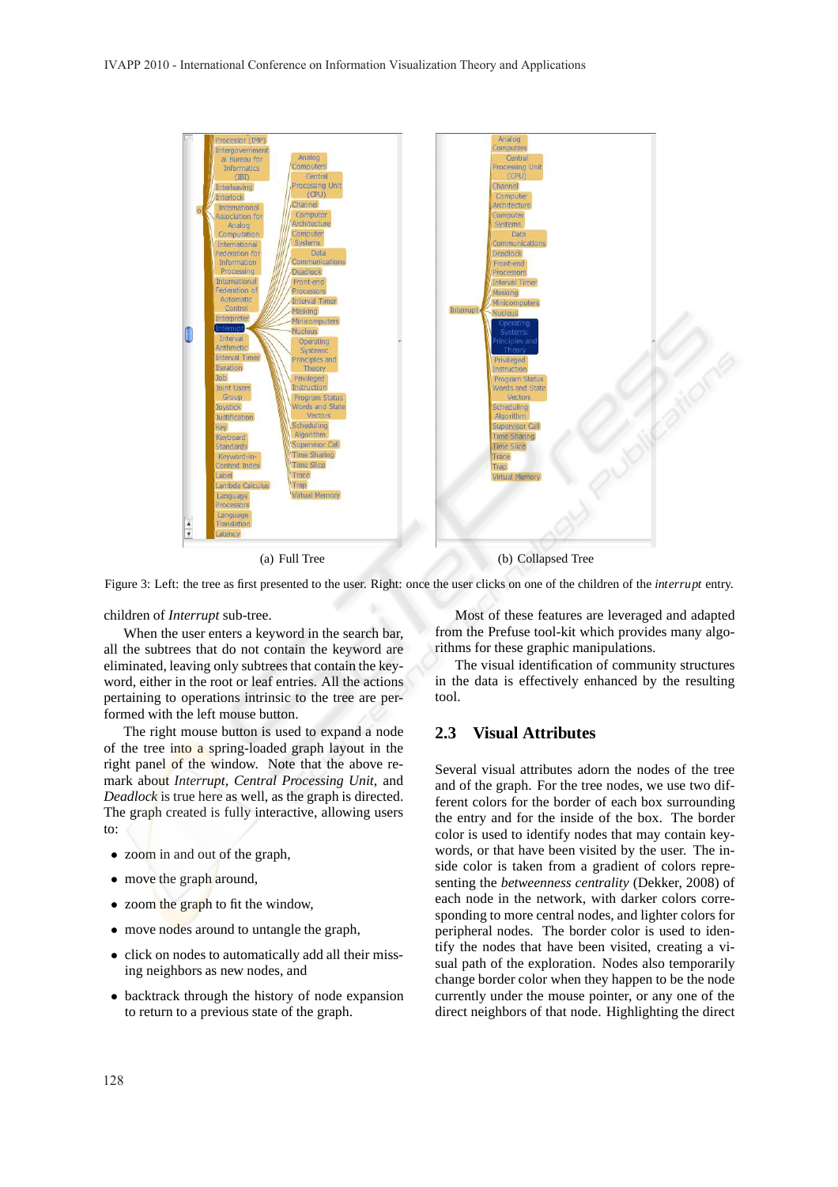(a) Full Tree

(b) Collapsed Tree

Figure 3: Left: the tree as first presented to the user. Right: once the user clicks on one of the children of the *interrupt* entry.

children of *Interrupt* sub-tree.

When the user enters a keyword in the search bar, all the subtrees that do not contain the keyword are eliminated, leaving only subtrees that contain the keyword, either in the root or leaf entries. All the actions pertaining to operations intrinsic to the tree are performed with the left mouse button.

The right mouse button is used to expand a node of the tree into a spring-loaded graph layout in the right panel of the window. Note that the above remark about *Interrupt*, *Central Processing Unit*, and *Deadlock* is true here as well, as the graph is directed. The graph created is fully interactive, allowing users to:

- zoom in and out of the graph,
- move the graph around,
- zoom the graph to fit the window,
- move nodes around to untangle the graph,
- click on nodes to automatically add all their missing neighbors as new nodes, and
- backtrack through the history of node expansion to return to a previous state of the graph.

Most of these features are leveraged and adapted from the Prefuse tool-kit which provides many algorithms for these graphic manipulations.

The visual identification of community structures in the data is effectively enhanced by the resulting tool.

## 2.3 Visual Attributes

Several visual attributes adorn the nodes of the tree and of the graph. For the tree nodes, we use two different colors for the border of each box surrounding the entry and for the inside of the box. The border color is used to identify nodes that may contain keywords, or that have been visited by the user. The inside color is taken from a gradient of colors representing the *betweenness centrality* (Dekker, 2008) of each node in the network, with darker colors corresponding to more central nodes, and lighter colors for peripheral nodes. The border color is used to identify the nodes that have been visited, creating a visual path of the exploration. Nodes also temporarily change border color when they happen to be the node currently under the mouse pointer, or any one of the direct neighbors of that node. Highlighting the direct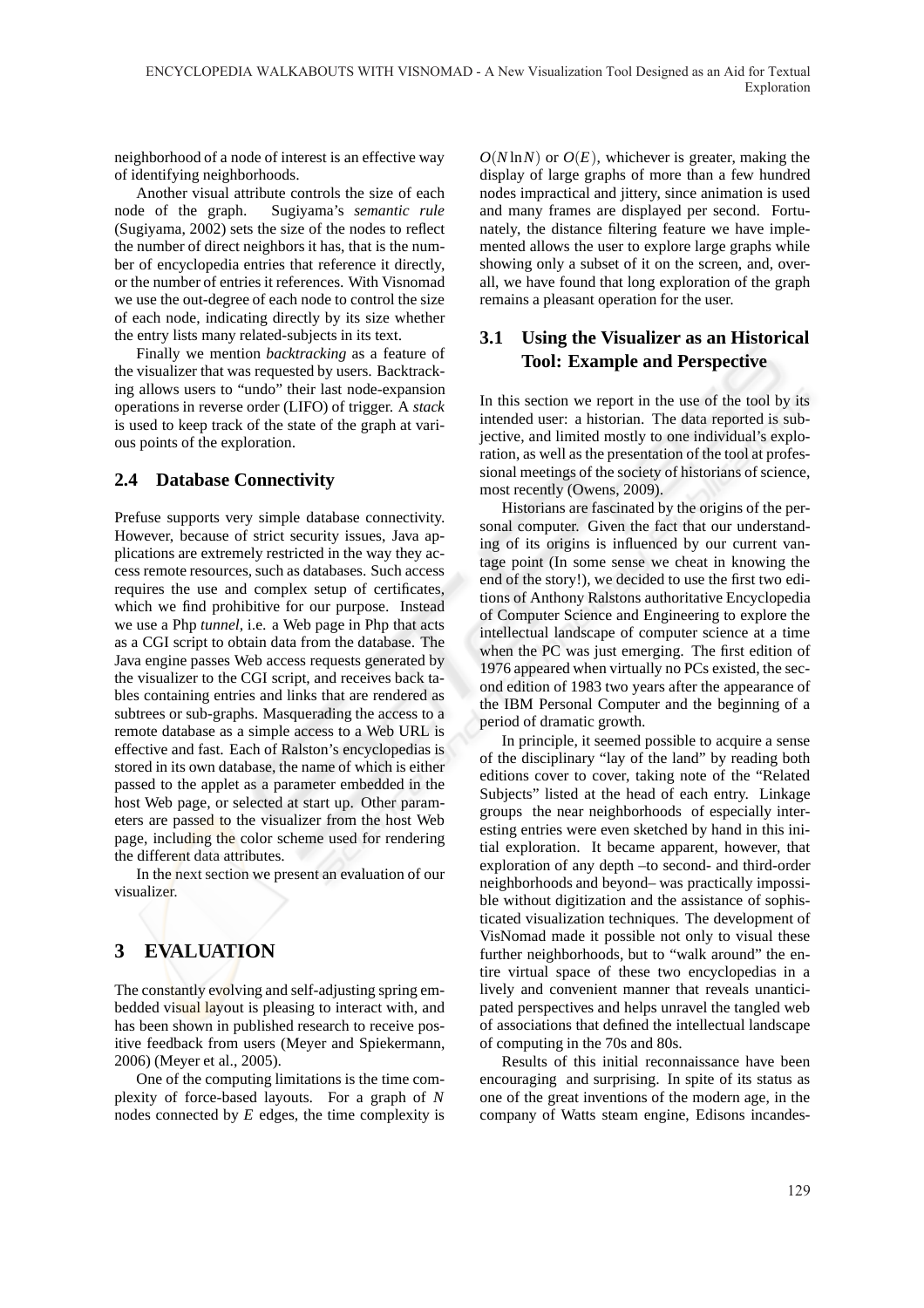neighborhood of a node of interest is an effective way of identifying neighborhoods.

Another visual attribute controls the size of each node of the graph. Sugiyama's *semantic rule* (Sugiyama, 2002) sets the size of the nodes to reflect the number of direct neighbors it has, that is the number of encyclopedia entries that reference it directly, or the number of entries it references. With Visnomad we use the out-degree of each node to control the size of each node, indicating directly by its size whether the entry lists many related-subjects in its text.

Finally we mention *backtracking* as a feature of the visualizer that was requested by users. Backtracking allows users to "undo" their last node-expansion operations in reverse order (LIFO) of trigger. A *stack* is used to keep track of the state of the graph at various points of the exploration.

### 2.4 Database Connectivity

Prefuse supports very simple database connectivity. However, because of strict security issues, Java applications are extremely restricted in the way they access remote resources, such as databases. Such access requires the use and complex setup of certificates, which we find prohibitive for our purpose. Instead we use a Php *tunnel*, i.e. a Web page in Php that acts as a CGI script to obtain data from the database. The Java engine passes Web access requests generated by the visualizer to the CGI script, and receives back tables containing entries and links that are rendered as subtrees or sub-graphs. Masquerading the access to a remote database as a simple access to a Web URL is effective and fast. Each of Ralston's encyclopedias is stored in its own database, the name of which is either passed to the applet as a parameter embedded in the host Web page, or selected at start up. Other parameters are passed to the visualizer from the host Web page, including the color scheme used for rendering the different data attributes.

In the next section we present an evaluation of our visualizer.

## 3 EVALUATION

The constantly evolving and self-adjusting spring embedded visual layout is pleasing to interact with, and has been shown in published research to receive positive feedback from users (Meyer and Spiekermann, 2006) (Meyer et al., 2005).

One of the computing limitations is the time complexity of force-based layouts. For a graph of $N$ nodes connected by $E$ edges, the time complexity is $O(N \ln N)$ or $O(E)$, whichever is greater, making the display of large graphs of more than a few hundred nodes impractical and jittery, since animation is used and many frames are displayed per second. Fortunately, the distance filtering feature we have implemented allows the user to explore large graphs while showing only a subset of it on the screen, and, overall, we have found that long exploration of the graph remains a pleasant operation for the user.

### 3.1 Using the Visualizer as an Historical Tool: Example and Perspective

In this section we report in the use of the tool by its intended user: a historian. The data reported is subjective, and limited mostly to one individual's exploration, as well as the presentation of the tool at professional meetings of the society of historians of science, most recently (Owens, 2009).

Historians are fascinated by the origins of the personal computer. Given the fact that our understanding of its origins is influenced by our current vantage point (In some sense we cheat in knowing the end of the story!), we decided to use the first two editions of Anthony Ralstons authoritative Encyclopedia of Computer Science and Engineering to explore the intellectual landscape of computer science at a time when the PC was just emerging. The first edition of 1976 appeared when virtually no PCs existed, the second edition of 1983 two years after the appearance of the IBM Personal Computer and the beginning of a period of dramatic growth.

In principle, it seemed possible to acquire a sense of the disciplinary "lay of the land" by reading both editions cover to cover, taking note of the "Related Subjects" listed at the head of each entry. Linkage groups the near neighborhoods of especially interesting entries were even sketched by hand in this initial exploration. It became apparent, however, that exploration of any depth –to second- and third-order neighborhoods and beyond– was practically impossible without digitization and the assistance of sophisticated visualization techniques. The development of VisNomad made it possible not only to visual these further neighborhoods, but to "walk around" the entire virtual space of these two encyclopedias in a lively and convenient manner that reveals unanticipated perspectives and helps unravel the tangled web of associations that defined the intellectual landscape of computing in the 70s and 80s.

Results of this initial reconnaissance have been encouraging and surprising. In spite of its status as one of the great inventions of the modern age, in the company of Watts steam engine, Edisons incandes-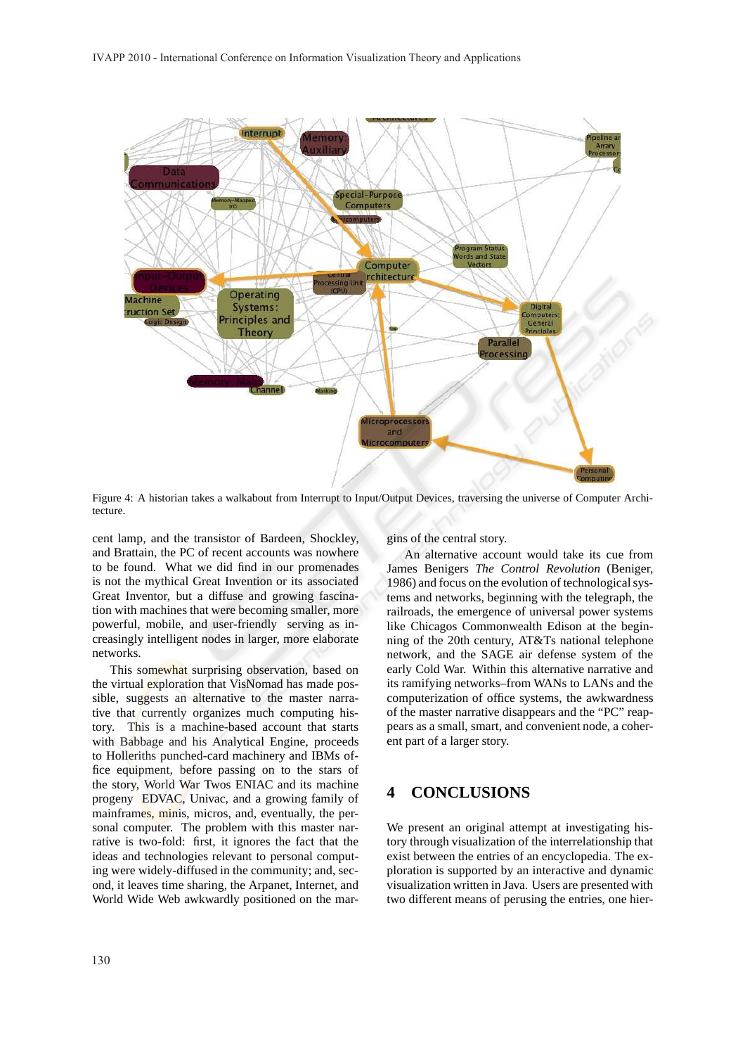Figure 4: A historian takes a walkabout from Interrupt to Input/Output Devices, traversing the universe of Computer Architecture.

cent lamp, and the transistor of Bardeen, Shockley, and Brattain, the PC of recent accounts was nowhere to be found. What we did find in our promenades is not the mythical Great Invention or its associated Great Inventor, but a diffuse and growing fascination with machines that were becoming smaller, more powerful, mobile, and user-friendly serving as increasingly intelligent nodes in larger, more elaborate networks.

This somewhat surprising observation, based on the virtual exploration that VisNomad has made possible, suggests an alternative to the master narrative that currently organizes much computing history. This is a machine-based account that starts with Babbage and his Analytical Engine, proceeds to Holleriths punched-card machinery and IBMs office equipment, before passing on to the stars of the story, World War Twos ENIAC and its machine progeny EDVAC, Univac, and a growing family of mainframes, minis, micros, and, eventually, the personal computer. The problem with this master narrative is two-fold: first, it ignores the fact that the ideas and technologies relevant to personal computing were widely-diffused in the community; and, second, it leaves time sharing, the Arpanet, Internet, and World Wide Web awkwardly positioned on the margins of the central story.

An alternative account would take its cue from James Benigers *The Control Revolution* (Beniger, 1986) and focus on the evolution of technological systems and networks, beginning with the telegraph, the railroads, the emergence of universal power systems like Chicagos Commonwealth Edison at the beginning of the 20th century, AT&Ts national telephone network, and the SAGE air defense system of the early Cold War. Within this alternative narrative and its ramifying networks–from WANs to LANs and the computerization of office systems, the awkwardness of the master narrative disappears and the "PC" reappears as a small, smart, and convenient node, a coherent part of a larger story.

## 4 CONCLUSIONS

We present an original attempt at investigating history through visualization of the interrelationship that exist between the entries of an encyclopedia. The exploration is supported by an interactive and dynamic visualization written in Java. Users are presented with two different means of perusing the entries, one hier-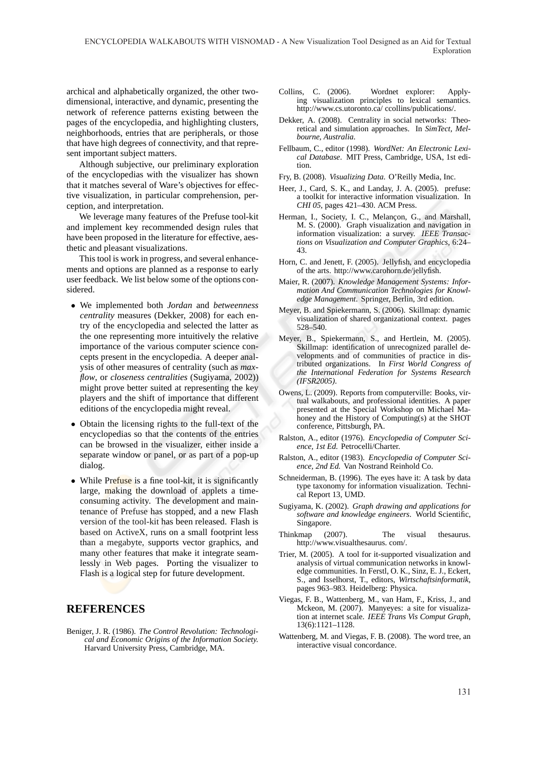archical and alphabetically organized, the other two-dimensional, interactive, and dynamic, presenting the network of reference patterns existing between the pages of the encyclopedia, and highlighting clusters, neighborhoods, entries that are peripherals, or those that have high degrees of connectivity, and that represent important subject matters.

Although subjective, our preliminary exploration of the encyclopedias with the visualizer has shown that it matches several of Ware's objectives for effective visualization, in particular comprehension, perception, and interpretation.

We leverage many features of the Prefuse tool-kit and implement key recommended design rules that have been proposed in the literature for effective, aesthetic and pleasant visualizations.

This tool is work in progress, and several enhancements and options are planned as a response to early user feedback. We list below some of the options considered.

- We implemented both *Jordan* and *betweenness centrality* measures (Dekker, 2008) for each entry of the encyclopedia and selected the latter as the one representing more intuitively the relative importance of the various computer science concepts present in the encyclopedia. A deeper analysis of other measures of centrality (such as *max-flow*, or *closeness centralities* (Sugiyama, 2002)) might prove better suited at representing the key players and the shift of importance that different editions of the encyclopedia might reveal.
- Obtain the licensing rights to the full-text of the encyclopedias so that the contents of the entries can be browsed in the visualizer, either inside a separate window or panel, or as part of a pop-up dialog.
- While Prefuse is a fine tool-kit, it is significantly large, making the download of applets a time-consuming activity. The development and maintenance of Prefuse has stopped, and a new Flash version of the tool-kit has been released. Flash is based on ActiveX, runs on a small footprint less than a megabyte, supports vector graphics, and many other features that make it integrate seamlessly in Web pages. Porting the visualizer to Flash is a logical step for future development.

## REFERENCES

Beniger, J. R. (1986). *The Control Revolution: Technological and Economic Origins of the Information Society.* Harvard University Press, Cambridge, MA.

Collins, C. (2006). Wordnet explorer: Applying visualization principles to lexical semantics. http://www.cs.utoronto.ca/ ccollins/publications/.

Dekker, A. (2008). Centrality in social networks: Theoretical and simulation approaches. In *SimTect, Melbourne, Australia*.

Fellbaum, C., editor (1998). *WordNet: An Electronic Lexical Database*. MIT Press, Cambridge, USA, 1st edition.

Fry, B. (2008). *Visualizing Data.* O'Reilly Media, Inc.

Heer, J., Card, S. K., and Landay, J. A. (2005). prefuse: a toolkit for interactive information visualization. In *CHI 05*, pages 421–430. ACM Press.

Herman, I., Society, I. C., Melançon, G., and Marshall, M. S. (2000). Graph visualization and navigation in information visualization: a survey. *IEEE Transactions on Visualization and Computer Graphics*, 6:24–43.

Horn, C. and Jenett, F. (2005). Jellyfish, and encyclopedia of the arts. http://www.carohorn.de/jellyfish.

Maier, R. (2007). *Knowledge Management Systems: Information And Communication Technologies for Knowledge Management*. Springer, Berlin, 3rd edition.

Meyer, B. and Spiekermann, S. (2006). Skillmap: dynamic visualization of shared organizational context. pages 528–540.

Meyer, B., Spiekermann, S., and Hertlein, M. (2005). Skillmap: identification of unrecognized parallel developments and of communities of practice in distributed organizations. In *First World Congress of the International Federation for Systems Research (IFSR2005)*.

Owens, L. (2009). Reports from computerville: Books, virtual walkabouts, and professional identities. A paper presented at the Special Workshop on Michael Mahoney and the History of Computing(s) at the SHOT conference, Pittsburgh, PA.

Ralston, A., editor (1976). *Encyclopedia of Computer Science, 1st Ed.* Petrocelli/Charter.

Ralston, A., editor (1983). *Encyclopedia of Computer Science, 2nd Ed.* Van Nostrand Reinhold Co.

Schneiderman, B. (1996). The eyes have it: A task by data type taxonomy for information visualization. Technical Report 13, UMD.

Sugiyama, K. (2002). *Graph drawing and applications for software and knowledge engineers*. World Scientific, Singapore.

Thinkmap (2007). The visual thesaurus. http://www.visualthesaurus. com/.

Trier, M. (2005). A tool for it-supported visualization and analysis of virtual communication networks in knowledge communities. In Ferstl, O. K., Sinz, E. J., Eckert, S., and Isselhorst, T., editors, *Wirtschaftsinformatik*, pages 963–983. Heidelberg: Physica.

Viegas, F. B., Wattenberg, M., van Ham, F., Kriss, J., and Mckeon, M. (2007). Manyeyes: a site for visualization at internet scale. *IEEE Trans Vis Comput Graph*, 13(6):1121–1128.

Wattenberg, M. and Viegas, F. B. (2008). The word tree, an interactive visual concordance.